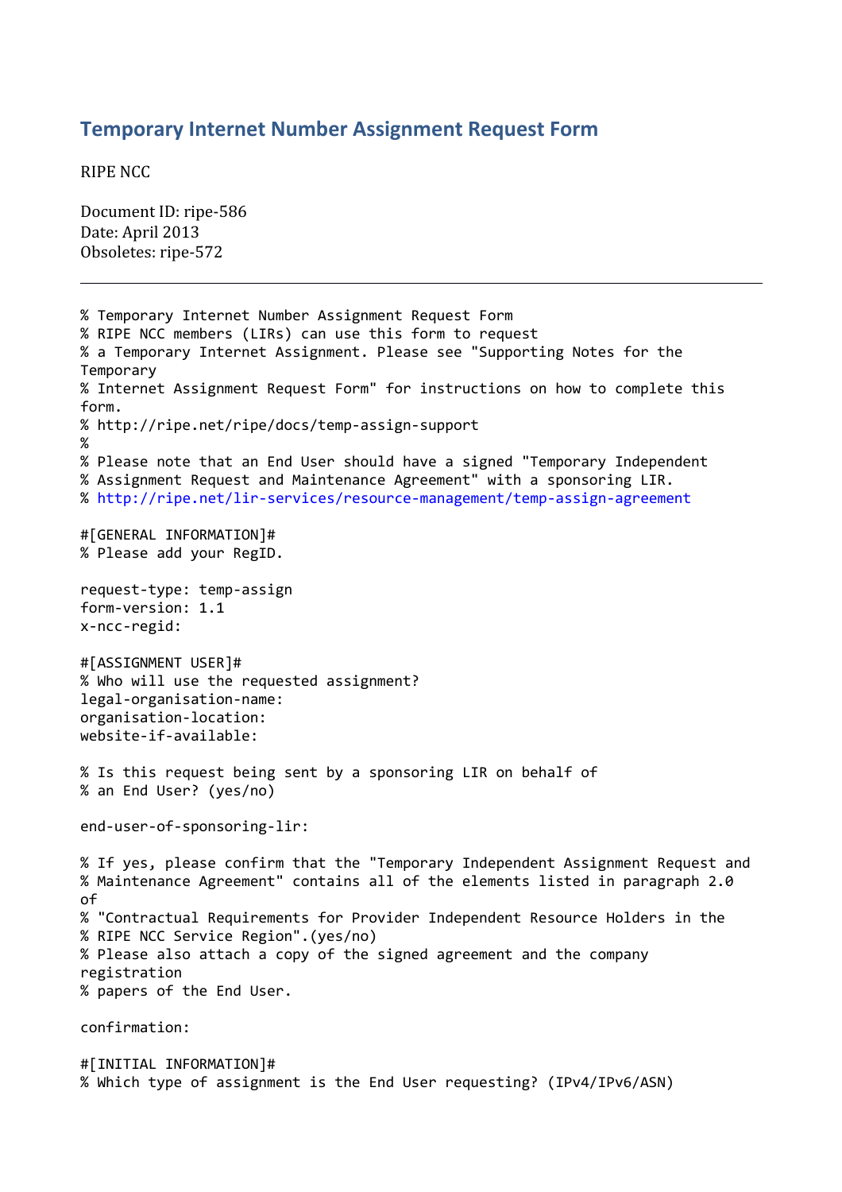## Temporary Internet Number Assignment Request Form

RIPE NCC

Document ID: ripe-586
Date: April 2013
Obsoletes: ripe-572

---

```
% Temporary Internet Number Assignment Request Form
% RIPE NCC members (LIRs) can use this form to request
% a Temporary Internet Assignment. Please see "Supporting Notes for the
Temporary
% Internet Assignment Request Form" for instructions on how to complete this
form.
% http://ripe.net/ripe/docs/temp-assign-support
%
% Please note that an End User should have a signed "Temporary Independent
% Assignment Request and Maintenance Agreement" with a sponsoring LIR.
% http://ripe.net/lir-services/resource-management/temp-assign-agreement

#[GENERAL INFORMATION]#
% Please add your RegID.

request-type: temp-assign
form-version: 1.1
x-ncc-regid:

#[ASSIGNMENT USER]#
% Who will use the requested assignment?
legal-organisation-name:
organisation-location:
website-if-available:

% Is this request being sent by a sponsoring LIR on behalf of
% an End User? (yes/no)

end-user-of-sponsoring-lir:

% If yes, please confirm that the "Temporary Independent Assignment Request and
% Maintenance Agreement" contains all of the elements listed in paragraph 2.0
of
% "Contractual Requirements for Provider Independent Resource Holders in the
% RIPE NCC Service Region".(yes/no)
% Please also attach a copy of the signed agreement and the company
registration
% papers of the End User.

confirmation:

#[INITIAL INFORMATION]#
% Which type of assignment is the End User requesting? (IPv4/IPv6/ASN)
```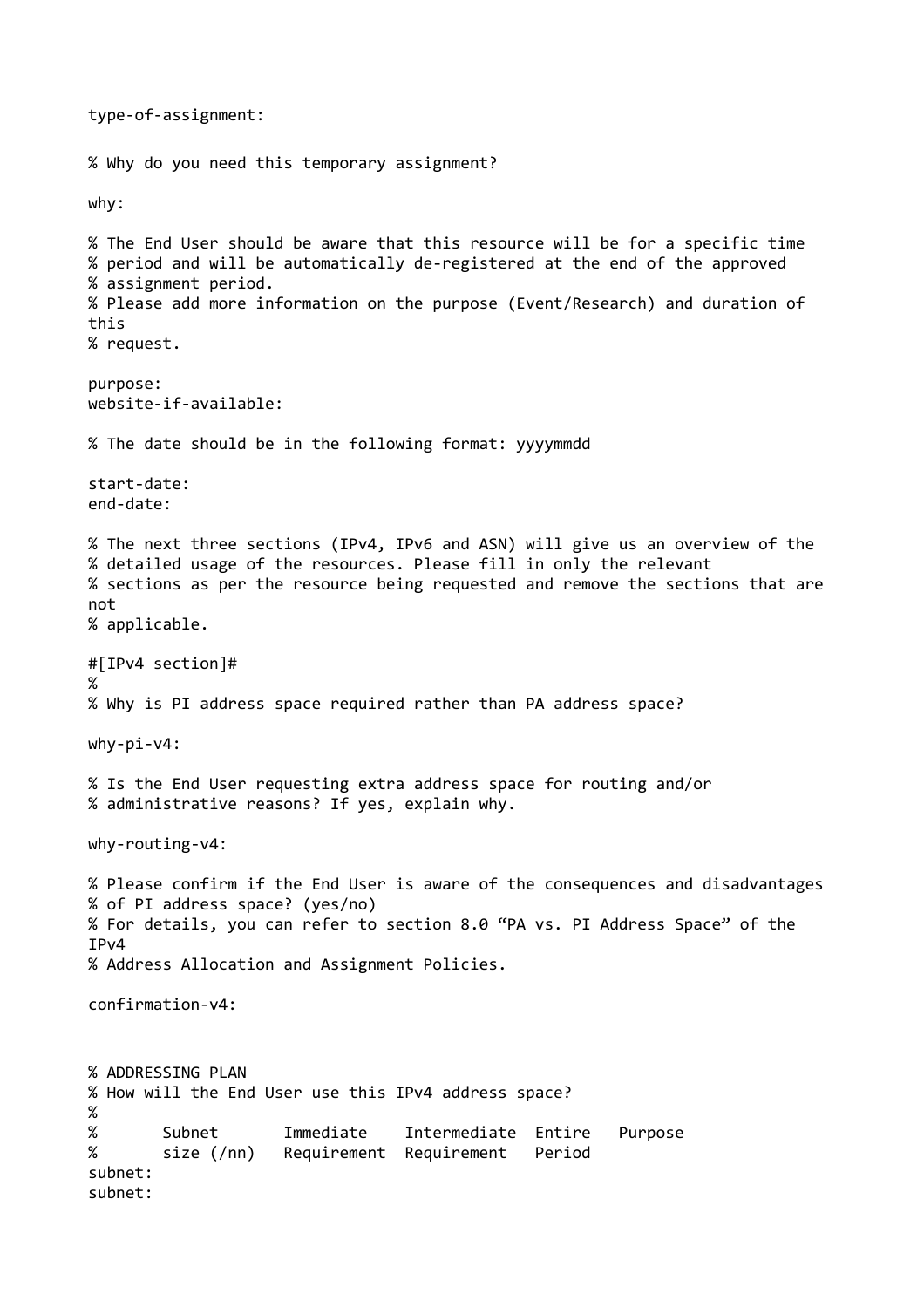```
type-of-assignment:

% Why do you need this temporary assignment?

why:

% The End User should be aware that this resource will be for a specific time
% period and will be automatically de-registered at the end of the approved
% assignment period.
% Please add more information on the purpose (Event/Research) and duration of
this
% request.

purpose:
website-if-available:

% The date should be in the following format: yyyymmdd

start-date:
end-date:

% The next three sections (IPv4, IPv6 and ASN) will give us an overview of the
% detailed usage of the resources. Please fill in only the relevant
% sections as per the resource being requested and remove the sections that are
not
% applicable.

#[IPv4 section]#
%
% Why is PI address space required rather than PA address space?

why-pi-v4:

% Is the End User requesting extra address space for routing and/or
% administrative reasons? If yes, explain why.

why-routing-v4:

% Please confirm if the End User is aware of the consequences and disadvantages
% of PI address space? (yes/no)
% For details, you can refer to section 8.0 “PA vs. PI Address Space” of the
IPv4
% Address Allocation and Assignment Policies.

confirmation-v4:


% ADDRESSING PLAN
% How will the End User use this IPv4 address space?
%
%       Subnet       Immediate    Intermediate  Entire   Purpose
%       size (/nn)   Requirement  Requirement   Period
subnet:
subnet:
```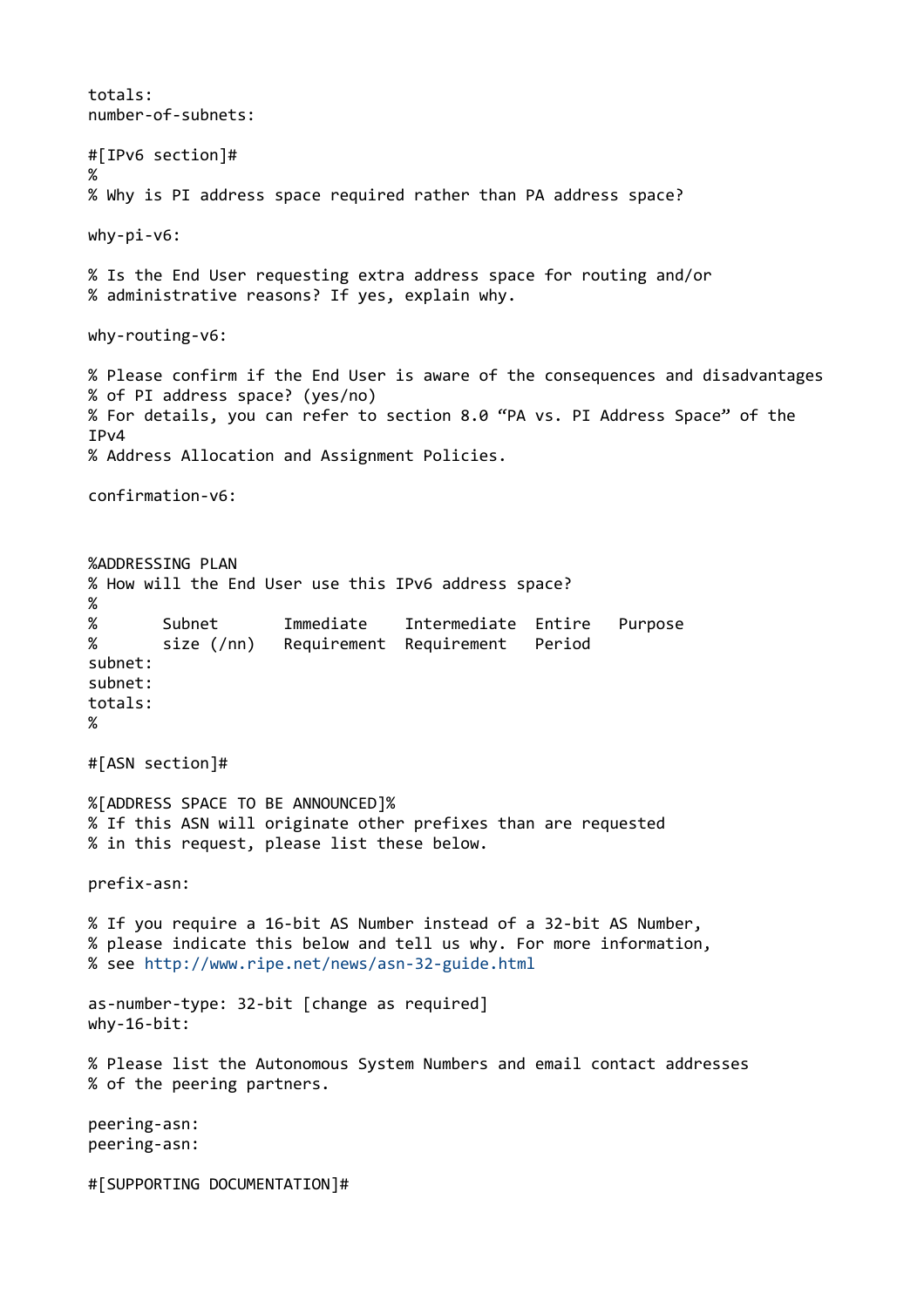```
totals:
number-of-subnets:

#[IPv6 section]#
%
% Why is PI address space required rather than PA address space?

why-pi-v6:

% Is the End User requesting extra address space for routing and/or
% administrative reasons? If yes, explain why.

why-routing-v6:

% Please confirm if the End User is aware of the consequences and disadvantages
% of PI address space? (yes/no)
% For details, you can refer to section 8.0 “PA vs. PI Address Space” of the
IPv4
% Address Allocation and Assignment Policies.

confirmation-v6:


%ADDRESSING PLAN
% How will the End User use this IPv6 address space?
%
%       Subnet       Immediate    Intermediate  Entire   Purpose
%       size (/nn)   Requirement  Requirement   Period
subnet:
subnet:
totals:
%

#[ASN section]#

%[ADDRESS SPACE TO BE ANNOUNCED]%
% If this ASN will originate other prefixes than are requested
% in this request, please list these below.

prefix-asn:

% If you require a 16-bit AS Number instead of a 32-bit AS Number,
% please indicate this below and tell us why. For more information,
% see http://www.ripe.net/news/asn-32-guide.html

as-number-type: 32-bit [change as required]
why-16-bit:

% Please list the Autonomous System Numbers and email contact addresses
% of the peering partners.

peering-asn:
peering-asn:

#[SUPPORTING DOCUMENTATION]#
```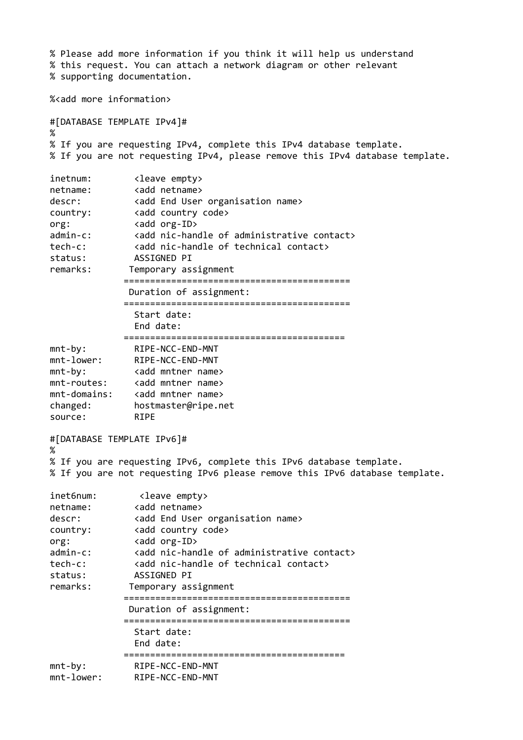```
% Please add more information if you think it will help us understand
% this request. You can attach a network diagram or other relevant
% supporting documentation.

%<add more information>

#[DATABASE TEMPLATE IPv4]#
%
% If you are requesting IPv4, complete this IPv4 database template.
% If you are not requesting IPv4, please remove this IPv4 database template.

inetnum:        <leave empty>
netname:        <add netname>
descr:          <add End User organisation name>
country:        <add country code>
org:            <add org-ID>
admin-c:        <add nic-handle of administrative contact>
tech-c:         <add nic-handle of technical contact>
status:         ASSIGNED PI
remarks:       Temporary assignment
              ==========================================
               Duration of assignment:
              ==========================================
                Start date:
                End date:
              =========================================
mnt-by:         RIPE-NCC-END-MNT
mnt-lower:      RIPE-NCC-END-MNT
mnt-by:         <add mntner name>
mnt-routes:     <add mntner name>
mnt-domains:    <add mntner name>
changed:        hostmaster@ripe.net
source:         RIPE

#[DATABASE TEMPLATE IPv6]#
%
% If you are requesting IPv6, complete this IPv6 database template.
% If you are not requesting IPv6 please remove this IPv6 database template.

inet6num:        <leave empty>
netname:        <add netname>
descr:          <add End User organisation name>
country:        <add country code>
org:            <add org-ID>
admin-c:        <add nic-handle of administrative contact>
tech-c:         <add nic-handle of technical contact>
status:         ASSIGNED PI
remarks:       Temporary assignment
              ==========================================
               Duration of assignment:
              ==========================================
                Start date:
                End date:
              =========================================
mnt-by:         RIPE-NCC-END-MNT
mnt-lower:      RIPE-NCC-END-MNT
```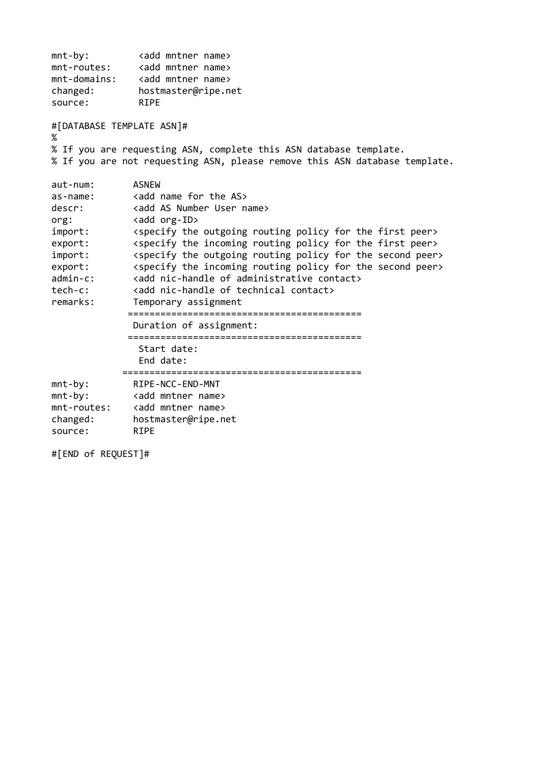```
mnt-by:         <add mntner name>
mnt-routes:     <add mntner name>
mnt-domains:    <add mntner name>
changed:        hostmaster@ripe.net
source:         RIPE

#[DATABASE TEMPLATE ASN]#
%
% If you are requesting ASN, complete this ASN database template.
% If you are not requesting ASN, please remove this ASN database template.

aut-num:       ASNEW
as-name:       <add name for the AS>
descr:         <add AS Number User name>
org:           <add org-ID>
import:        <specify the outgoing routing policy for the first peer>
export:        <specify the incoming routing policy for the first peer>
import:        <specify the outgoing routing policy for the second peer>
export:        <specify the incoming routing policy for the second peer>
admin-c:       <add nic-handle of administrative contact>
tech-c:        <add nic-handle of technical contact>
remarks:       Temporary assignment
              ==========================================
               Duration of assignment:
              ==========================================
                Start date:
                End date:
             ============================================
mnt-by:        RIPE-NCC-END-MNT
mnt-by:        <add mntner name>
mnt-routes:    <add mntner name>
changed:       hostmaster@ripe.net
source:        RIPE

#[END of REQUEST]#
```